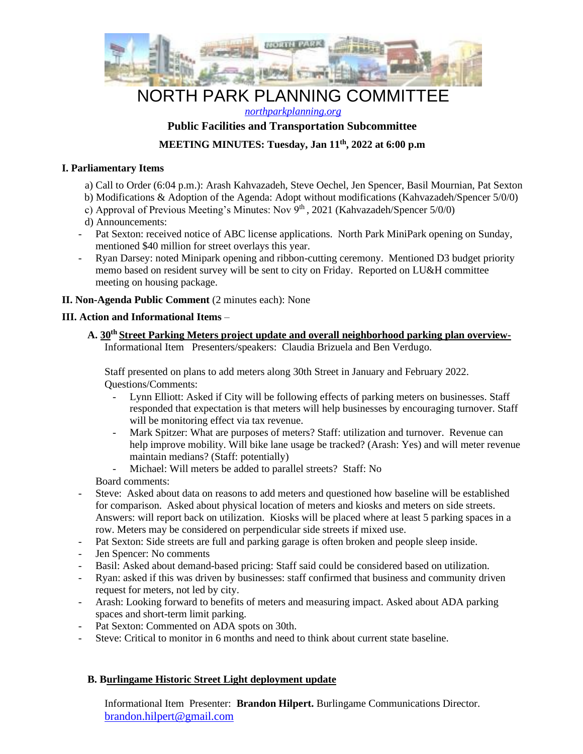# NORTH PARK PLANNING COMMITTEE

northparkplanning.org

**Public Facilities and Transportation Subcommittee**

**MEETING MINUTES: Tuesday, Jan 11th, 2022 at 6:00 p.m**

### I. Parliamentary Items

a) Call to Order (6:04 p.m.): Arash Kahvazadeh, Steve Oechel, Jen Spencer, Basil Mournian, Pat Sexton
b) Modifications & Adoption of the Agenda: Adopt without modifications (Kahvazadeh/Spencer 5/0/0)
c) Approval of Previous Meeting's Minutes: Nov 9th, 2021 (Kahvazadeh/Spencer 5/0/0)
d) Announcements:

- Pat Sexton: received notice of ABC license applications. North Park MiniPark opening on Sunday, mentioned $40 million for street overlays this year.
- Ryan Darsey: noted Minipark opening and ribbon-cutting ceremony. Mentioned D3 budget priority memo based on resident survey will be sent to city on Friday. Reported on LU&H committee meeting on housing package.

**II. Non-Agenda Public Comment** (2 minutes each): None

**III. Action and Informational Items** –

**A. 30th Street Parking Meters project update and overall neighborhood parking plan overview-** Informational Item Presenters/speakers: Claudia Brizuela and Ben Verdugo.

Staff presented on plans to add meters along 30th Street in January and February 2022.
Questions/Comments:

- Lynn Elliott: Asked if City will be following effects of parking meters on businesses. Staff responded that expectation is that meters will help businesses by encouraging turnover. Staff will be monitoring effect via tax revenue.
- Mark Spitzer: What are purposes of meters? Staff: utilization and turnover. Revenue can help improve mobility. Will bike lane usage be tracked? (Arash: Yes) and will meter revenue maintain medians? (Staff: potentially)
- Michael: Will meters be added to parallel streets? Staff: No

Board comments:

- Steve: Asked about data on reasons to add meters and questioned how baseline will be established for comparison. Asked about physical location of meters and kiosks and meters on side streets. Answers: will report back on utilization. Kiosks will be placed where at least 5 parking spaces in a row. Meters may be considered on perpendicular side streets if mixed use.
- Pat Sexton: Side streets are full and parking garage is often broken and people sleep inside.
- Jen Spencer: No comments
- Basil: Asked about demand-based pricing: Staff said could be considered based on utilization.
- Ryan: asked if this was driven by businesses: staff confirmed that business and community driven request for meters, not led by city.
- Arash: Looking forward to benefits of meters and measuring impact. Asked about ADA parking spaces and short-term limit parking.
- Pat Sexton: Commented on ADA spots on 30th.
- Steve: Critical to monitor in 6 months and need to think about current state baseline.

**B. Burlingame Historic Street Light deployment update**

Informational Item Presenter: **Brandon Hilpert.** Burlingame Communications Director. brandon.hilpert@gmail.com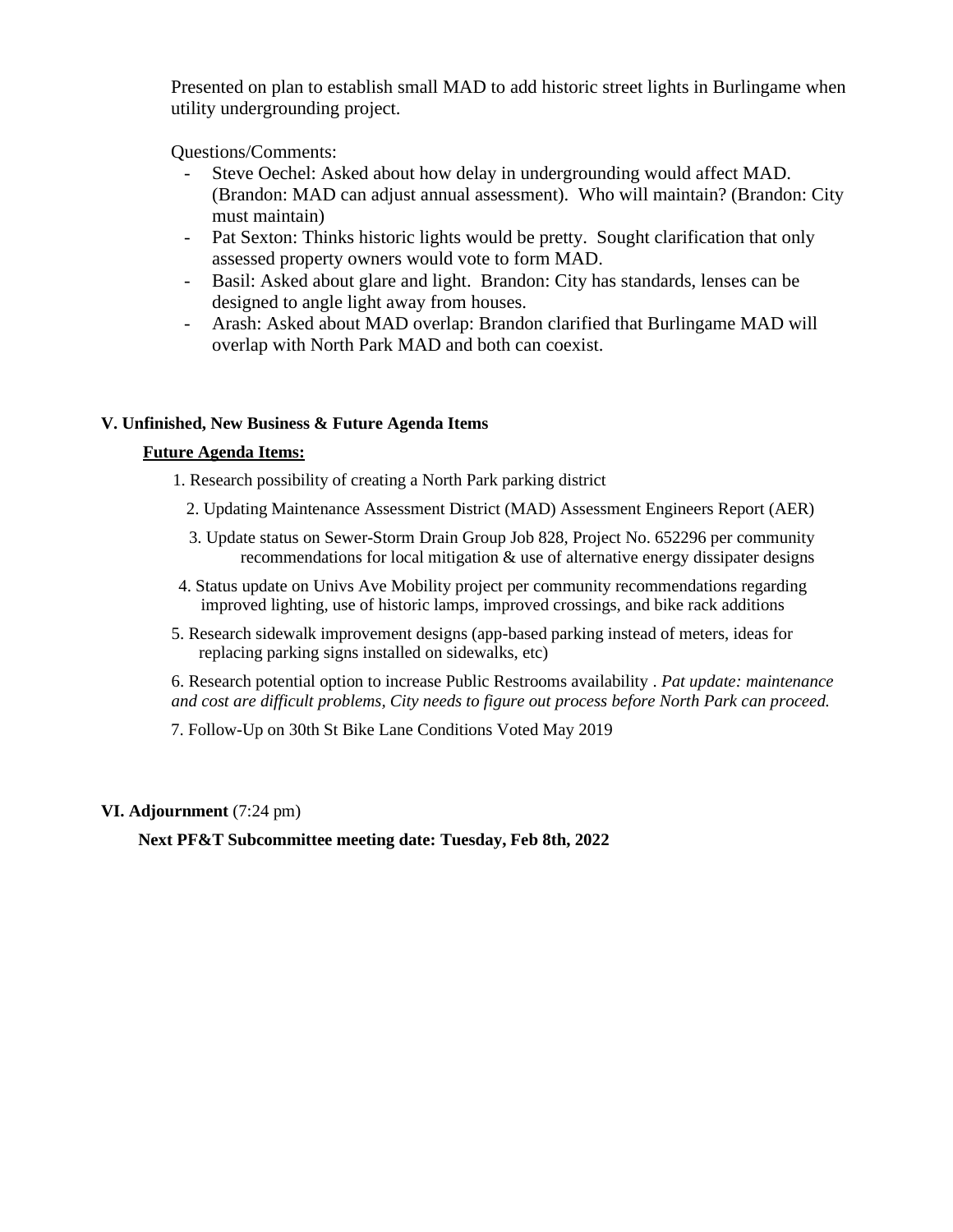Presented on plan to establish small MAD to add historic street lights in Burlingame when utility undergrounding project.

Questions/Comments:

- Steve Oechel: Asked about how delay in undergrounding would affect MAD. (Brandon: MAD can adjust annual assessment). Who will maintain? (Brandon: City must maintain)
- Pat Sexton: Thinks historic lights would be pretty. Sought clarification that only assessed property owners would vote to form MAD.
- Basil: Asked about glare and light. Brandon: City has standards, lenses can be designed to angle light away from houses.
- Arash: Asked about MAD overlap: Brandon clarified that Burlingame MAD will overlap with North Park MAD and both can coexist.

**V. Unfinished, New Business & Future Agenda Items**

**Future Agenda Items:**

1. Research possibility of creating a North Park parking district
2. Updating Maintenance Assessment District (MAD) Assessment Engineers Report (AER)
3. Update status on Sewer-Storm Drain Group Job 828, Project No. 652296 per community recommendations for local mitigation & use of alternative energy dissipater designs
4. Status update on Univs Ave Mobility project per community recommendations regarding improved lighting, use of historic lamps, improved crossings, and bike rack additions
5. Research sidewalk improvement designs (app-based parking instead of meters, ideas for replacing parking signs installed on sidewalks, etc)
6. Research potential option to increase Public Restrooms availability . *Pat update: maintenance and cost are difficult problems, City needs to figure out process before North Park can proceed.*
7. Follow-Up on 30th St Bike Lane Conditions Voted May 2019

**VI. Adjournment** (7:24 pm)

**Next PF&T Subcommittee meeting date: Tuesday, Feb 8th, 2022**